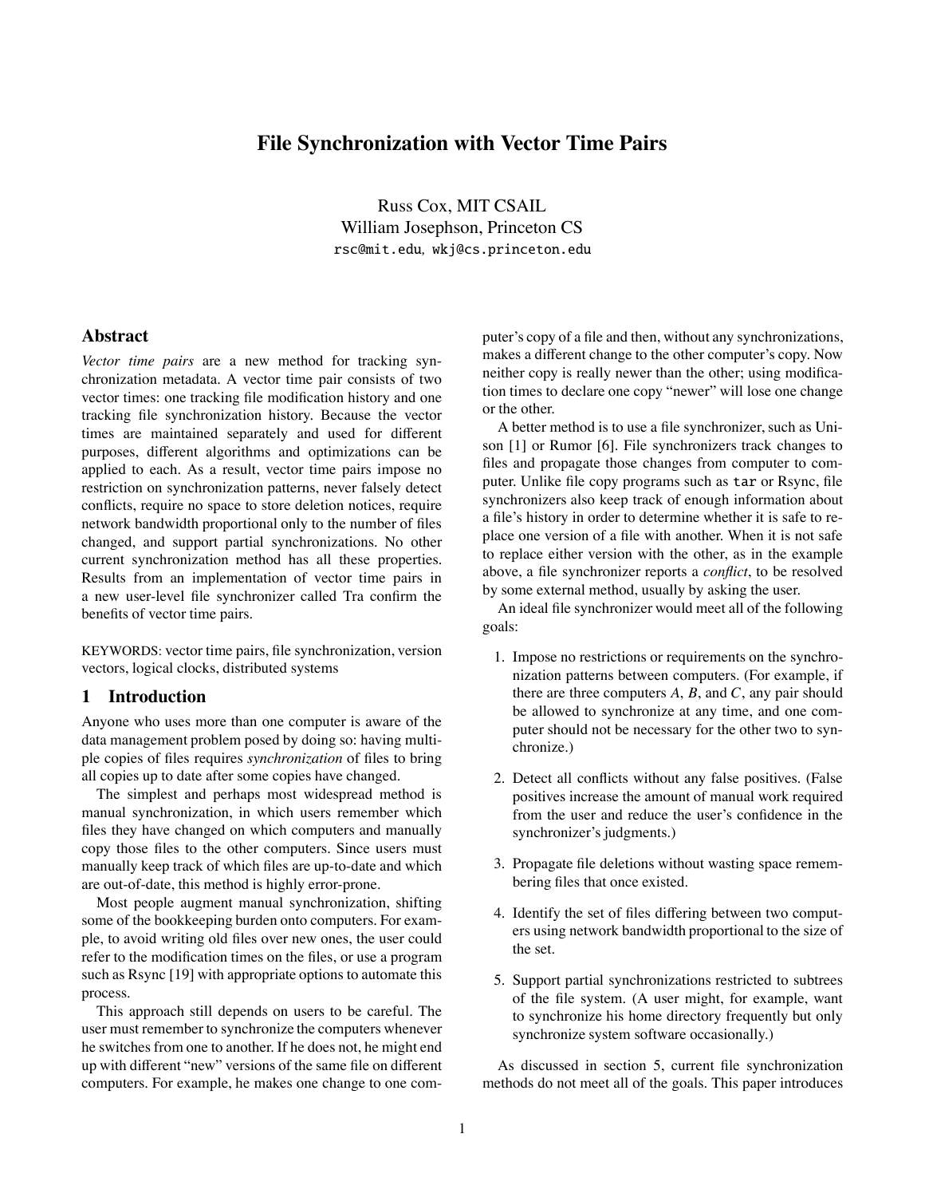# File Synchronization with Vector Time Pairs

Russ Cox, MIT CSAIL
William Josephson, Princeton CS
`rsc@mit.edu`, `wkj@cs.princeton.edu`

## Abstract

*Vector time pairs* are a new method for tracking synchronization metadata. A vector time pair consists of two vector times: one tracking file modification history and one tracking file synchronization history. Because the vector times are maintained separately and used for different purposes, different algorithms and optimizations can be applied to each. As a result, vector time pairs impose no restriction on synchronization patterns, never falsely detect conflicts, require no space to store deletion notices, require network bandwidth proportional only to the number of files changed, and support partial synchronizations. No other current synchronization method has all these properties. Results from an implementation of vector time pairs in a new user-level file synchronizer called Tra confirm the benefits of vector time pairs.

KEYWORDS: vector time pairs, file synchronization, version vectors, logical clocks, distributed systems

## 1 Introduction

Anyone who uses more than one computer is aware of the data management problem posed by doing so: having multiple copies of files requires *synchronization* of files to bring all copies up to date after some copies have changed.

The simplest and perhaps most widespread method is manual synchronization, in which users remember which files they have changed on which computers and manually copy those files to the other computers. Since users must manually keep track of which files are up-to-date and which are out-of-date, this method is highly error-prone.

Most people augment manual synchronization, shifting some of the bookkeeping burden onto computers. For example, to avoid writing old files over new ones, the user could refer to the modification times on the files, or use a program such as Rsync [19] with appropriate options to automate this process.

This approach still depends on users to be careful. The user must remember to synchronize the computers whenever he switches from one to another. If he does not, he might end up with different "new" versions of the same file on different computers. For example, he makes one change to one computer's copy of a file and then, without any synchronizations, makes a different change to the other computer's copy. Now neither copy is really newer than the other; using modification times to declare one copy "newer" will lose one change or the other.

A better method is to use a file synchronizer, such as Unison [1] or Rumor [6]. File synchronizers track changes to files and propagate those changes from computer to computer. Unlike file copy programs such as `tar` or Rsync, file synchronizers also keep track of enough information about a file's history in order to determine whether it is safe to replace one version of a file with another. When it is not safe to replace either version with the other, as in the example above, a file synchronizer reports a *conflict*, to be resolved by some external method, usually by asking the user.

An ideal file synchronizer would meet all of the following goals:

1. Impose no restrictions or requirements on the synchronization patterns between computers. (For example, if there are three computers *A*, *B*, and *C*, any pair should be allowed to synchronize at any time, and one computer should not be necessary for the other two to synchronize.)

2. Detect all conflicts without any false positives. (False positives increase the amount of manual work required from the user and reduce the user's confidence in the synchronizer's judgments.)

3. Propagate file deletions without wasting space remembering files that once existed.

4. Identify the set of files differing between two computers using network bandwidth proportional to the size of the set.

5. Support partial synchronizations restricted to subtrees of the file system. (A user might, for example, want to synchronize his home directory frequently but only synchronize system software occasionally.)

As discussed in section 5, current file synchronization methods do not meet all of the goals. This paper introduces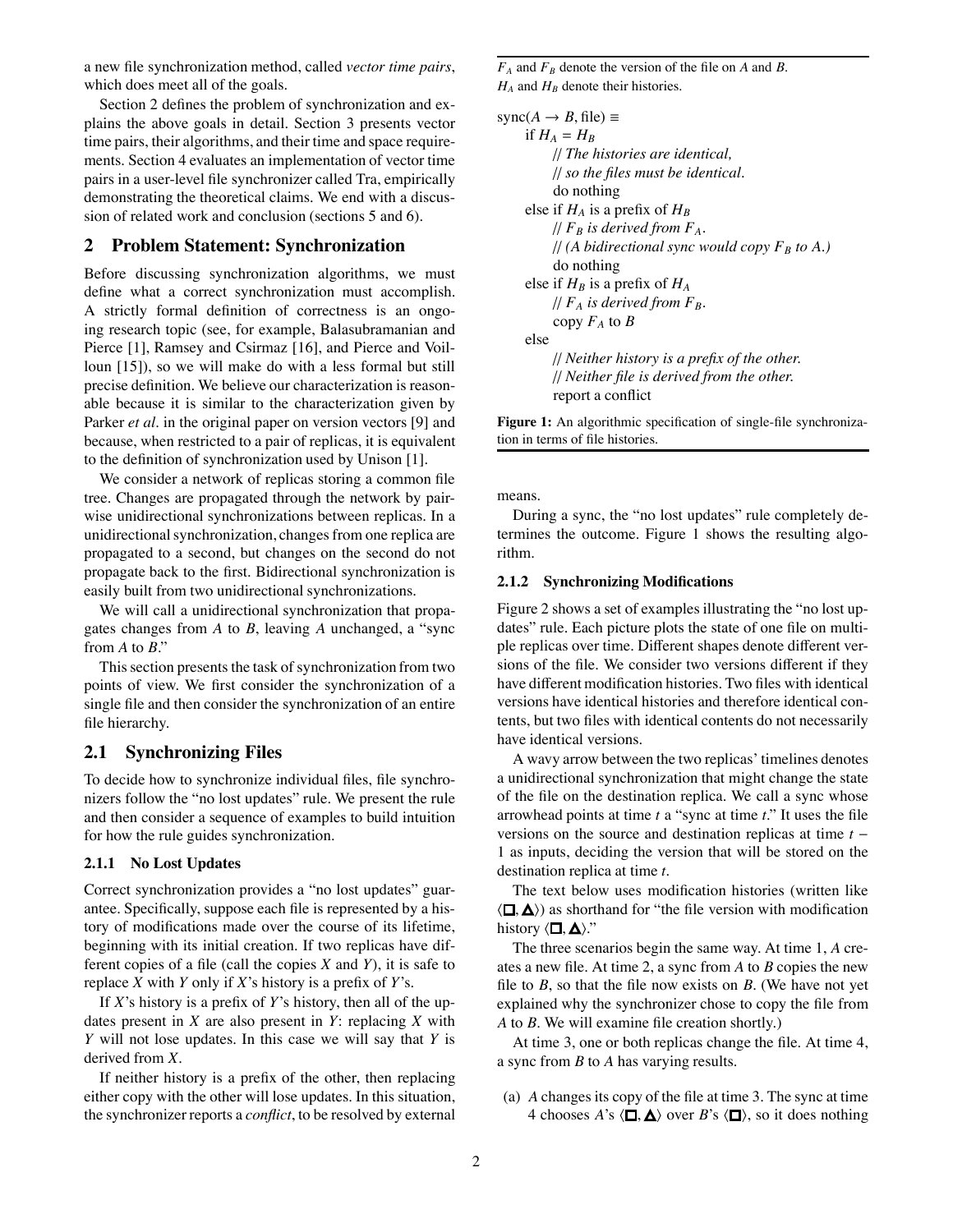a new file synchronization method, called *vector time pairs*, which does meet all of the goals.

Section 2 defines the problem of synchronization and explains the above goals in detail. Section 3 presents vector time pairs, their algorithms, and their time and space requirements. Section 4 evaluates an implementation of vector time pairs in a user-level file synchronizer called Tra, empirically demonstrating the theoretical claims. We end with a discussion of related work and conclusion (sections 5 and 6).

## 2 Problem Statement: Synchronization

Before discussing synchronization algorithms, we must define what a correct synchronization must accomplish. A strictly formal definition of correctness is an ongoing research topic (see, for example, Balasubramanian and Pierce [1], Ramsey and Csirmaz [16], and Pierce and Voilloun [15]), so we will make do with a less formal but still precise definition. We believe our characterization is reasonable because it is similar to the characterization given by Parker *et al*. in the original paper on version vectors [9] and because, when restricted to a pair of replicas, it is equivalent to the definition of synchronization used by Unison [1].

We consider a network of replicas storing a common file tree. Changes are propagated through the network by pairwise unidirectional synchronizations between replicas. In a unidirectional synchronization, changes from one replica are propagated to a second, but changes on the second do not propagate back to the first. Bidirectional synchronization is easily built from two unidirectional synchronizations.

We will call a unidirectional synchronization that propagates changes from $A$ to $B$, leaving $A$ unchanged, a "sync from $A$ to $B$."

This section presents the task of synchronization from two points of view. We first consider the synchronization of a single file and then consider the synchronization of an entire file hierarchy.

### 2.1 Synchronizing Files

To decide how to synchronize individual files, file synchronizers follow the "no lost updates" rule. We present the rule and then consider a sequence of examples to build intuition for how the rule guides synchronization.

#### 2.1.1 No Lost Updates

Correct synchronization provides a "no lost updates" guarantee. Specifically, suppose each file is represented by a history of modifications made over the course of its lifetime, beginning with its initial creation. If two replicas have different copies of a file (call the copies $X$ and $Y$), it is safe to replace $X$ with $Y$ only if $X$'s history is a prefix of $Y$'s.

If $X$'s history is a prefix of $Y$'s history, then all of the updates present in $X$ are also present in $Y$: replacing $X$ with $Y$ will not lose updates. In this case we will say that $Y$ is derived from $X$.

If neither history is a prefix of the other, then replacing either copy with the other will lose updates. In this situation, the synchronizer reports a *conflict*, to be resolved by external means.

During a sync, the "no lost updates" rule completely determines the outcome. Figure 1 shows the resulting algorithm.

```
F_A and F_B denote the version of the file on A and B.
H_A and H_B denote their histories.

sync(A → B, file) ≡
    if H_A = H_B
        // The histories are identical,
        // so the files must be identical.
        do nothing
    else if H_A is a prefix of H_B
        // F_B is derived from F_A.
        // (A bidirectional sync would copy F_B to A.)
        do nothing
    else if H_B is a prefix of H_A
        // F_A is derived from F_B.
        copy F_A to B
    else
        // Neither history is a prefix of the other.
        // Neither file is derived from the other.
        report a conflict
```

**Figure 1:** An algorithmic specification of single-file synchronization in terms of file histories.

#### 2.1.2 Synchronizing Modifications

Figure 2 shows a set of examples illustrating the "no lost updates" rule. Each picture plots the state of one file on multiple replicas over time. Different shapes denote different versions of the file. We consider two versions different if they have different modification histories. Two files with identical versions have identical histories and therefore identical contents, but two files with identical contents do not necessarily have identical versions.

A wavy arrow between the two replicas' timelines denotes a unidirectional synchronization that might change the state of the file on the destination replica. We call a sync whose arrowhead points at time $t$ a "sync at time $t$." It uses the file versions on the source and destination replicas at time $t-1$ as inputs, deciding the version that will be stored on the destination replica at time $t$.

The text below uses modification histories (written like ⟨■, ▲⟩) as shorthand for "the file version with modification history ⟨■, ▲⟩."

The three scenarios begin the same way. At time 1, $A$ creates a new file. At time 2, a sync from $A$ to $B$ copies the new file to $B$, so that the file now exists on $B$. (We have not yet explained why the synchronizer chose to copy the file from $A$ to $B$. We will examine file creation shortly.)

At time 3, one or both replicas change the file. At time 4, a sync from $B$ to $A$ has varying results.

(a) $A$ changes its copy of the file at time 3. The sync at time 4 chooses $A$'s ⟨■, ▲⟩ over $B$'s ⟨■⟩, so it does nothing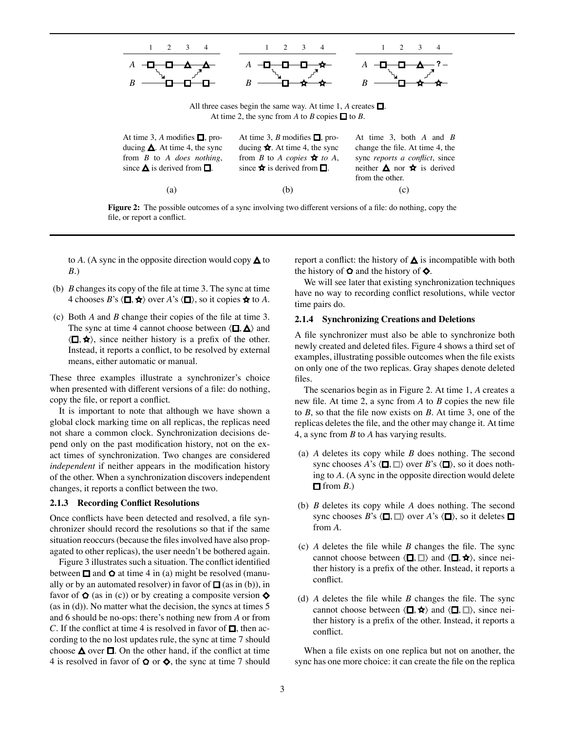All three cases begin the same way. At time 1, *A* creates □. At time 2, the sync from *A* to *B* copies □ to *B*.

At time 3, *A* modifies □, producing △. At time 4, the sync from *B* to *A* *does nothing*, since △ is derived from □.

(a)

At time 3, *B* modifies □, producing ☆. At time 4, the sync from *B* to *A* *copies* ☆ *to A*, since ☆ is derived from □.

(b)

At time 3, both *A* and *B* change the file. At time 4, the sync *reports a conflict*, since neither △ nor ☆ is derived from the other.

(c)

**Figure 2:** The possible outcomes of a sync involving two different versions of a file: do nothing, copy the file, or report a conflict.

to *A*. (A sync in the opposite direction would copy △ to *B*.)

(b) *B* changes its copy of the file at time 3. The sync at time 4 chooses *B*'s ⟨□, ☆⟩ over *A*'s ⟨□⟩, so it copies ☆ to *A*.

(c) Both *A* and *B* change their copies of the file at time 3. The sync at time 4 cannot choose between ⟨□, △⟩ and ⟨□, ☆⟩, since neither history is a prefix of the other. Instead, it reports a conflict, to be resolved by external means, either automatic or manual.

These three examples illustrate a synchronizer's choice when presented with different versions of a file: do nothing, copy the file, or report a conflict.

It is important to note that although we have shown a global clock marking time on all replicas, the replicas need not share a common clock. Synchronization decisions depend only on the past modification history, not on the exact times of synchronization. Two changes are considered *independent* if neither appears in the modification history of the other. When a synchronization discovers independent changes, it reports a conflict between the two.

### 2.1.3 Recording Conflict Resolutions

Once conflicts have been detected and resolved, a file synchronizer should record the resolutions so that if the same situation reoccurs (because the files involved have also propagated to other replicas), the user needn't be bothered again.

Figure 3 illustrates such a situation. The conflict identified between □ and ✿ at time 4 in (a) might be resolved (manually or by an automated resolver) in favor of □ (as in (b)), in favor of ✿ (as in (c)) or by creating a composite version ◇ (as in (d)). No matter what the decision, the syncs at times 5 and 6 should be no-ops: there's nothing new from *A* or from *C*. If the conflict at time 4 is resolved in favor of □, then according to the no lost updates rule, the sync at time 7 should choose △ over □. On the other hand, if the conflict at time 4 is resolved in favor of ✿ or ◇, the sync at time 7 should report a conflict: the history of △ is incompatible with both the history of ✿ and the history of ◇.

We will see later that existing synchronization techniques have no way to recording conflict resolutions, while vector time pairs do.

### 2.1.4 Synchronizing Creations and Deletions

A file synchronizer must also be able to synchronize both newly created and deleted files. Figure 4 shows a third set of examples, illustrating possible outcomes when the file exists on only one of the two replicas. Gray shapes denote deleted files.

The scenarios begin as in Figure 2. At time 1, *A* creates a new file. At time 2, a sync from *A* to *B* copies the new file to *B*, so that the file now exists on *B*. At time 3, one of the replicas deletes the file, and the other may change it. At time 4, a sync from *B* to *A* has varying results.

(a) *A* deletes its copy while *B* does nothing. The second sync chooses *A*'s ⟨□, □⟩ over *B*'s ⟨□⟩, so it does nothing to *A*. (A sync in the opposite direction would delete □ from *B*.)

(b) *B* deletes its copy while *A* does nothing. The second sync chooses *B*'s ⟨□, □⟩ over *A*'s ⟨□⟩, so it deletes □ from *A*.

(c) *A* deletes the file while *B* changes the file. The sync cannot choose between ⟨□, □⟩ and ⟨□, ☆⟩, since neither history is a prefix of the other. Instead, it reports a conflict.

(d) *A* deletes the file while *B* changes the file. The sync cannot choose between ⟨□, ☆⟩ and ⟨□, □⟩, since neither history is a prefix of the other. Instead, it reports a conflict.

When a file exists on one replica but not on another, the sync has one more choice: it can create the file on the replica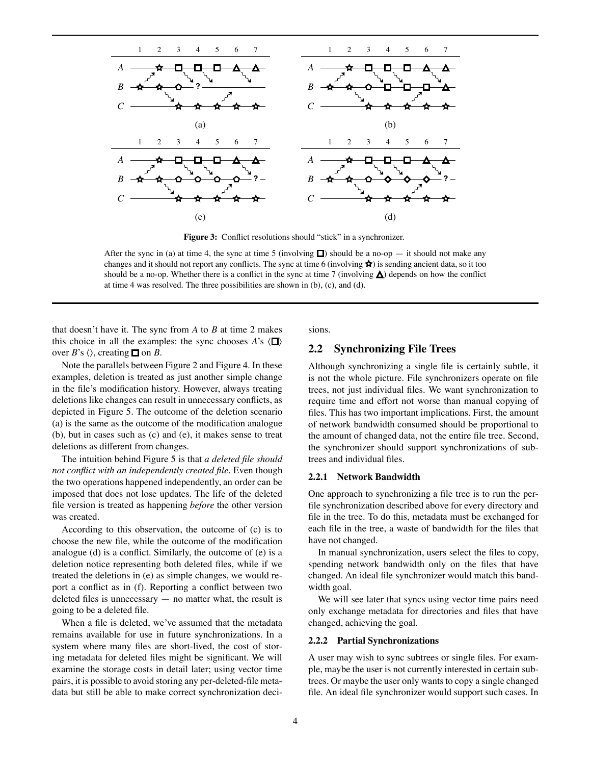**Figure 3:** Conflict resolutions should "stick" in a synchronizer.

After the sync in (a) at time 4, the sync at time 5 (involving □) should be a no-op — it should not make any changes and it should not report any conflicts. The sync at time 6 (involving ☆) is sending ancient data, so it too should be a no-op. Whether there is a conflict in the sync at time 7 (involving △) depends on how the conflict at time 4 was resolved. The three possibilities are shown in (b), (c), and (d).

that doesn't have it. The sync from *A* to *B* at time 2 makes this choice in all the examples: the sync chooses *A*'s ⟨□⟩ over *B*'s ⟨⟩, creating □ on *B*.

Note the parallels between Figure 2 and Figure 4. In these examples, deletion is treated as just another simple change in the file's modification history. However, always treating deletions like changes can result in unnecessary conflicts, as depicted in Figure 5. The outcome of the deletion scenario (a) is the same as the outcome of the modification analogue (b), but in cases such as (c) and (e), it makes sense to treat deletions as different from changes.

The intuition behind Figure 5 is that *a deleted file should not conflict with an independently created file*. Even though the two operations happened independently, an order can be imposed that does not lose updates. The life of the deleted file version is treated as happening *before* the other version was created.

According to this observation, the outcome of (c) is to choose the new file, while the outcome of the modification analogue (d) is a conflict. Similarly, the outcome of (e) is a deletion notice representing both deleted files, while if we treated the deletions in (e) as simple changes, we would report a conflict as in (f). Reporting a conflict between two deleted files is unnecessary — no matter what, the result is going to be a deleted file.

When a file is deleted, we've assumed that the metadata remains available for use in future synchronizations. In a system where many files are short-lived, the cost of storing metadata for deleted files might be significant. We will examine the storage costs in detail later; using vector time pairs, it is possible to avoid storing any per-deleted-file metadata but still be able to make correct synchronization decisions.

## 2.2 Synchronizing File Trees

Although synchronizing a single file is certainly subtle, it is not the whole picture. File synchronizers operate on file trees, not just individual files. We want synchronization to require time and effort not worse than manual copying of files. This has two important implications. First, the amount of network bandwidth consumed should be proportional to the amount of changed data, not the entire file tree. Second, the synchronizer should support synchronizations of subtrees and individual files.

### 2.2.1 Network Bandwidth

One approach to synchronizing a file tree is to run the per-file synchronization described above for every directory and file in the tree. To do this, metadata must be exchanged for each file in the tree, a waste of bandwidth for the files that have not changed.

In manual synchronization, users select the files to copy, spending network bandwidth only on the files that have changed. An ideal file synchronizer would match this bandwidth goal.

We will see later that syncs using vector time pairs need only exchange metadata for directories and files that have changed, achieving the goal.

### 2.2.2 Partial Synchronizations

A user may wish to sync subtrees or single files. For example, maybe the user is not currently interested in certain subtrees. Or maybe the user only wants to copy a single changed file. An ideal file synchronizer would support such cases. In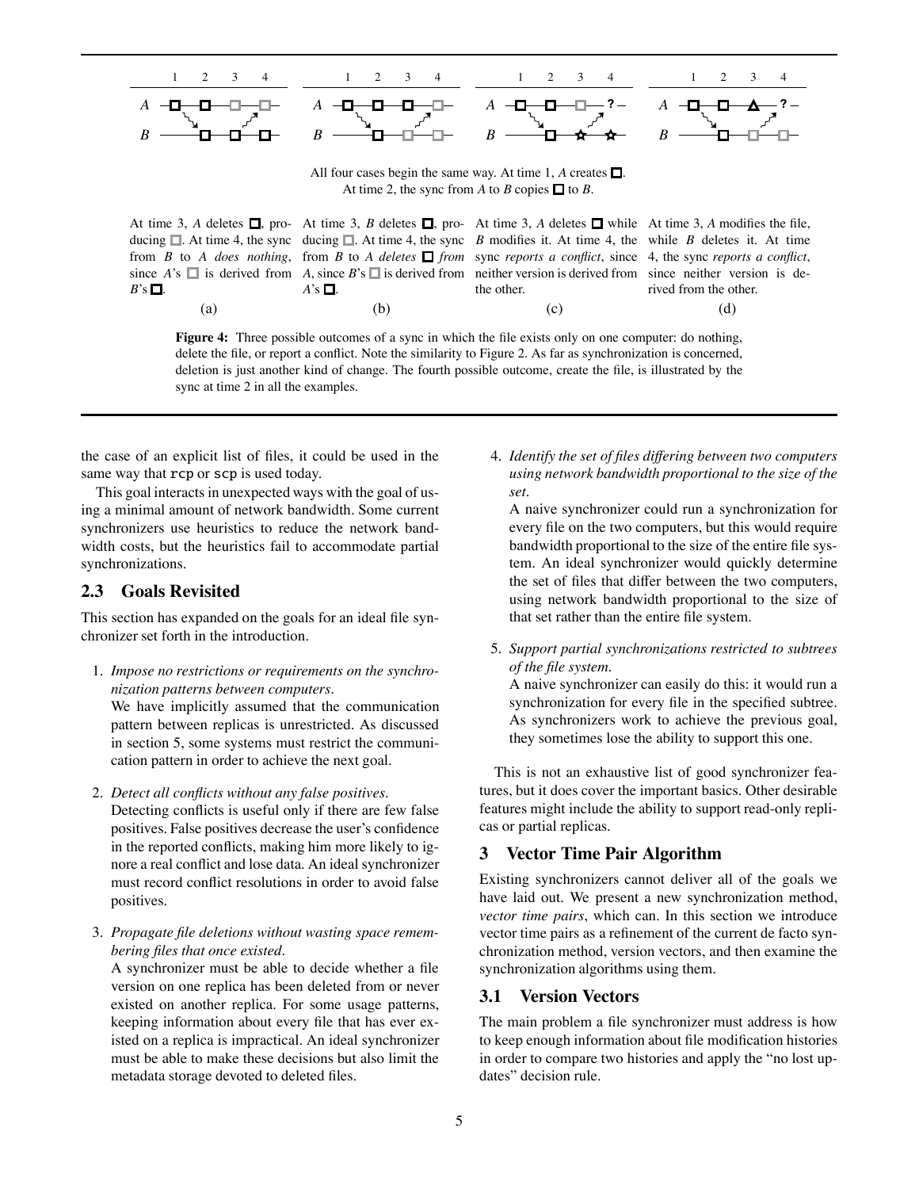All four cases begin the same way. At time 1, *A* creates □. At time 2, the sync from *A* to *B* copies □ to *B*.

At time 3, *A* deletes □, producing □. At time 4, the sync from *B* to *A* *does nothing*, since *A*'s □ is derived from *B*'s □.

(a)

At time 3, *B* deletes □, producing □. At time 4, the sync from *B* to *A* *deletes* □ *from* *A*, since *B*'s □ is derived from *A*'s □.

(b)

At time 3, *A* deletes □ while *B* modifies it. At time 4, the sync *reports a conflict*, since neither version is derived from the other.

(c)

At time 3, *A* modifies the file, while *B* deletes it. At time 4, the sync *reports a conflict*, since neither version is derived from the other.

(d)

**Figure 4:** Three possible outcomes of a sync in which the file exists only on one computer: do nothing, delete the file, or report a conflict. Note the similarity to Figure 2. As far as synchronization is concerned, deletion is just another kind of change. The fourth possible outcome, create the file, is illustrated by the sync at time 2 in all the examples.

the case of an explicit list of files, it could be used in the same way that `rcp` or `scp` is used today.

This goal interacts in unexpected ways with the goal of using a minimal amount of network bandwidth. Some current synchronizers use heuristics to reduce the network bandwidth costs, but the heuristics fail to accommodate partial synchronizations.

## 2.3 Goals Revisited

This section has expanded on the goals for an ideal file synchronizer set forth in the introduction.

1. *Impose no restrictions or requirements on the synchronization patterns between computers.*
   We have implicitly assumed that the communication pattern between replicas is unrestricted. As discussed in section 5, some systems must restrict the communication pattern in order to achieve the next goal.

2. *Detect all conflicts without any false positives.*
   Detecting conflicts is useful only if there are few false positives. False positives decrease the user's confidence in the reported conflicts, making him more likely to ignore a real conflict and lose data. An ideal synchronizer must record conflict resolutions in order to avoid false positives.

3. *Propagate file deletions without wasting space remembering files that once existed.*
   A synchronizer must be able to decide whether a file version on one replica has been deleted from or never existed on another replica. For some usage patterns, keeping information about every file that has ever existed on a replica is impractical. An ideal synchronizer must be able to make these decisions but also limit the metadata storage devoted to deleted files.

4. *Identify the set of files differing between two computers using network bandwidth proportional to the size of the set.*
   A naive synchronizer could run a synchronization for every file on the two computers, but this would require bandwidth proportional to the size of the entire file system. An ideal synchronizer would quickly determine the set of files that differ between the two computers, using network bandwidth proportional to the size of that set rather than the entire file system.

5. *Support partial synchronizations restricted to subtrees of the file system.*
   A naive synchronizer can easily do this: it would run a synchronization for every file in the specified subtree. As synchronizers work to achieve the previous goal, they sometimes lose the ability to support this one.

This is not an exhaustive list of good synchronizer features, but it does cover the important basics. Other desirable features might include the ability to support read-only replicas or partial replicas.

# 3 Vector Time Pair Algorithm

Existing synchronizers cannot deliver all of the goals we have laid out. We present a new synchronization method, *vector time pairs*, which can. In this section we introduce vector time pairs as a refinement of the current de facto synchronization method, version vectors, and then examine the synchronization algorithms using them.

## 3.1 Version Vectors

The main problem a file synchronizer must address is how to keep enough information about file modification histories in order to compare two histories and apply the "no lost updates" decision rule.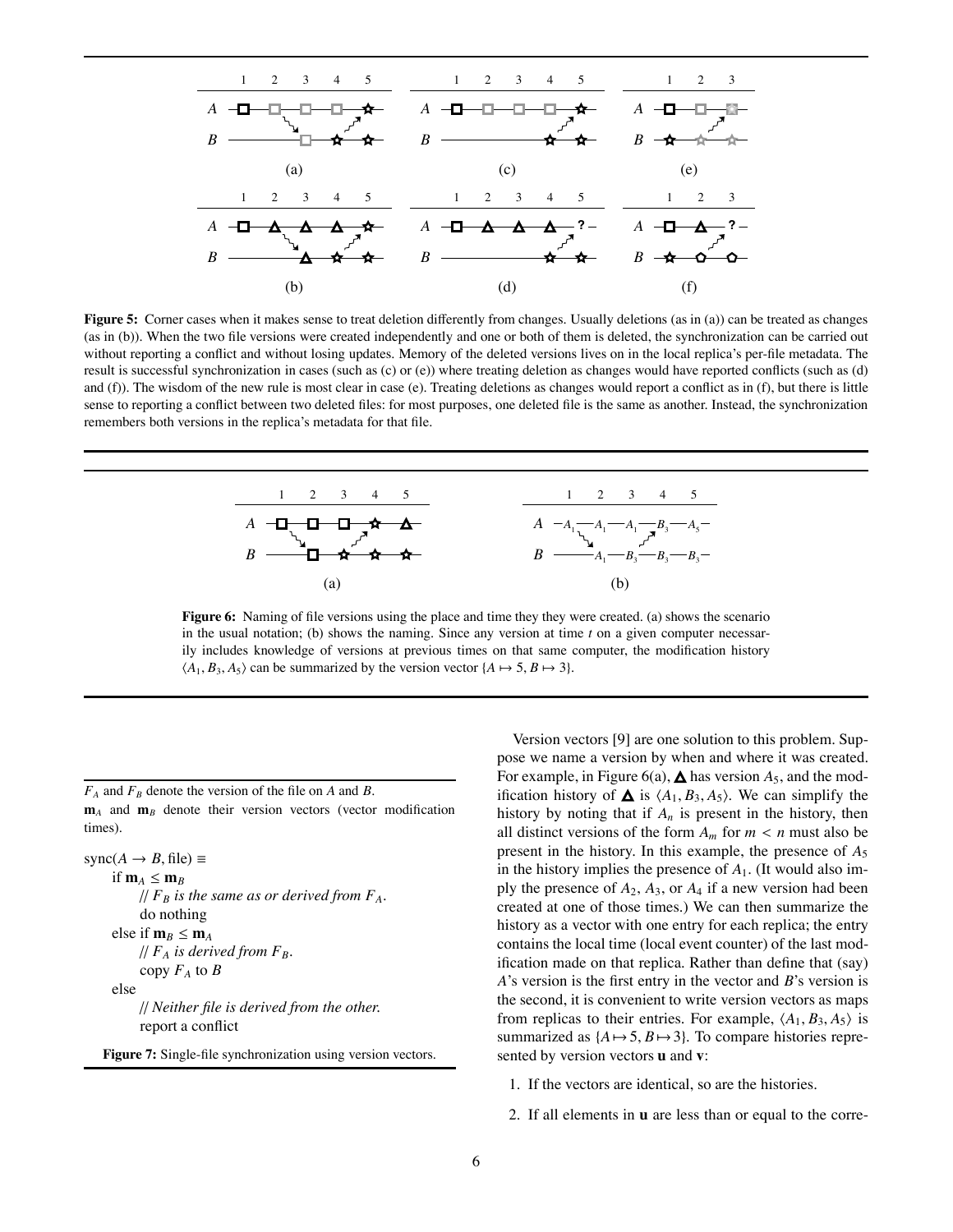**Figure 5:** Corner cases when it makes sense to treat deletion differently from changes. Usually deletions (as in (a)) can be treated as changes (as in (b)). When the two file versions were created independently and one or both of them is deleted, the synchronization can be carried out without reporting a conflict and without losing updates. Memory of the deleted versions lives on in the local replica's per-file metadata. The result is successful synchronization in cases (such as (c) or (e)) where treating deletion as changes would have reported conflicts (such as (d) and (f)). The wisdom of the new rule is most clear in case (e). Treating deletions as changes would report a conflict as in (f), but there is little sense to reporting a conflict between two deleted files: for most purposes, one deleted file is the same as another. Instead, the synchronization remembers both versions in the replica's metadata for that file.

**Figure 6:** Naming of file versions using the place and time they they were created. (a) shows the scenario in the usual notation; (b) shows the naming. Since any version at time $t$ on a given computer necessarily includes knowledge of versions at previous times on that same computer, the modification history $\langle A_1, B_3, A_5 \rangle$ can be summarized by the version vector $\{A \mapsto 5, B \mapsto 3\}$.

$F_A$ and $F_B$ denote the version of the file on $A$ and $B$.
$\mathbf{m}_A$ and $\mathbf{m}_B$ denote their version vectors (vector modification times).

```
sync(A → B, file) ≡
    if m_A ≤ m_B
        // F_B is the same as or derived from F_A.
        do nothing
    else if m_B ≤ m_A
        // F_A is derived from F_B.
        copy F_A to B
    else
        // Neither file is derived from the other.
        report a conflict
```

**Figure 7:** Single-file synchronization using version vectors.

Version vectors [9] are one solution to this problem. Suppose we name a version by when and where it was created. For example, in Figure 6(a), **△** has version $A_5$, and the modification history of **△** is $\langle A_1, B_3, A_5 \rangle$. We can simplify the history by noting that if $A_n$ is present in the history, then all distinct versions of the form $A_m$ for $m < n$ must also be present in the history. In this example, the presence of $A_5$ in the history implies the presence of $A_1$. (It would also imply the presence of $A_2$, $A_3$, or $A_4$ if a new version had been created at one of those times.) We can then summarize the history as a vector with one entry for each replica; the entry contains the local time (local event counter) of the last modification made on that replica. Rather than define that (say) $A$'s version is the first entry in the vector and $B$'s version is the second, it is convenient to write version vectors as maps from replicas to their entries. For example, $\langle A_1, B_3, A_5 \rangle$ is summarized as $\{A \mapsto 5, B \mapsto 3\}$. To compare histories represented by version vectors $\mathbf{u}$ and $\mathbf{v}$:

1. If the vectors are identical, so are the histories.
2. If all elements in $\mathbf{u}$ are less than or equal to the corre-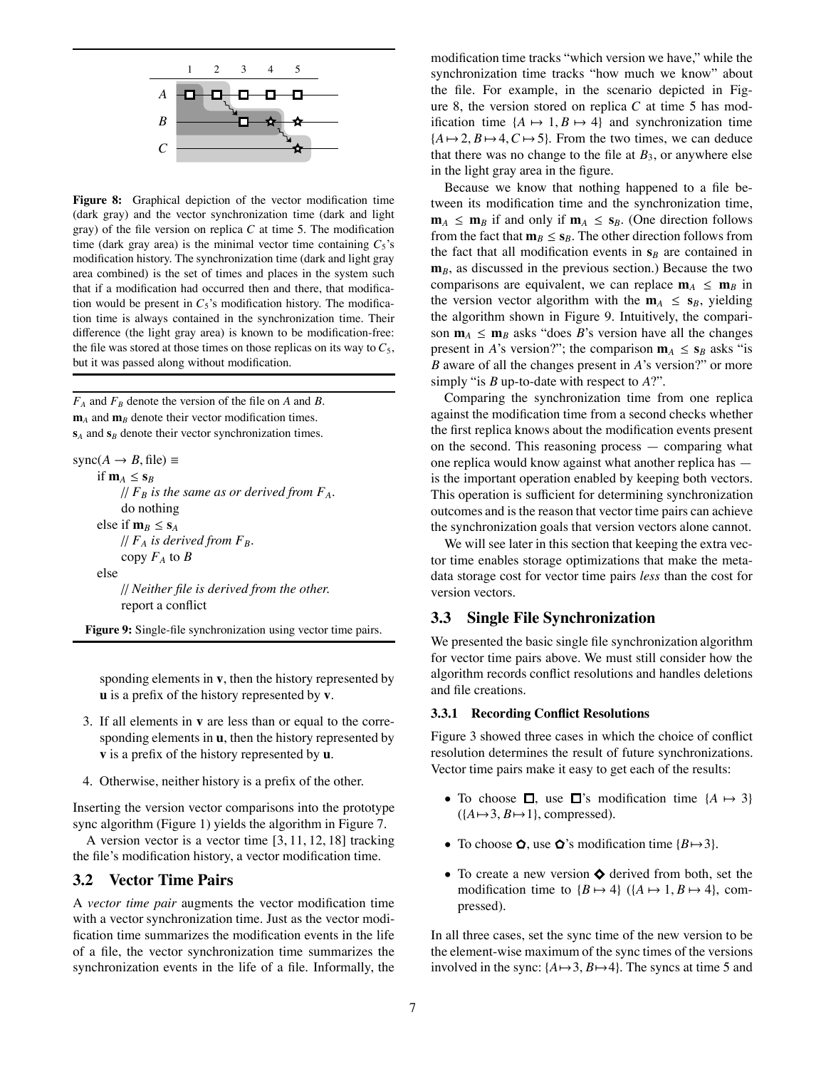**Figure 8:** Graphical depiction of the vector modification time (dark gray) and the vector synchronization time (dark and light gray) of the file version on replica $C$ at time 5. The modification time (dark gray area) is the minimal vector time containing $C_5$'s modification history. The synchronization time (dark and light gray area combined) is the set of times and places in the system such that if a modification had occurred then and there, that modification would be present in $C_5$'s modification history. The modification time is always contained in the synchronization time. Their difference (the light gray area) is known to be modification-free: the file was stored at those times on those replicas on its way to $C_5$, but it was passed along without modification.

$F_A$ and $F_B$ denote the version of the file on $A$ and $B$.
$\mathbf{m}_A$ and $\mathbf{m}_B$ denote their vector modification times.
$\mathbf{s}_A$ and $\mathbf{s}_B$ denote their vector synchronization times.

```
sync(A → B, file) ≡
    if m_A ≤ s_B
        // F_B is the same as or derived from F_A.
        do nothing
    else if m_B ≤ s_A
        // F_A is derived from F_B.
        copy F_A to B
    else
        // Neither file is derived from the other.
        report a conflict
```

**Figure 9:** Single-file synchronization using vector time pairs.

sponding elements in $\mathbf{v}$, then the history represented by $\mathbf{u}$ is a prefix of the history represented by $\mathbf{v}$.

3. If all elements in $\mathbf{v}$ are less than or equal to the corresponding elements in $\mathbf{u}$, then the history represented by $\mathbf{v}$ is a prefix of the history represented by $\mathbf{u}$.

4. Otherwise, neither history is a prefix of the other.

Inserting the version vector comparisons into the prototype sync algorithm (Figure 1) yields the algorithm in Figure 7.

A version vector is a vector time [3, 11, 12, 18] tracking the file's modification history, a vector modification time.

## 3.2 Vector Time Pairs

A *vector time pair* augments the vector modification time with a vector synchronization time. Just as the vector modification time summarizes the modification events in the life of a file, the vector synchronization time summarizes the synchronization events in the life of a file. Informally, the modification time tracks "which version we have," while the synchronization time tracks "how much we know" about the file. For example, in the scenario depicted in Figure 8, the version stored on replica $C$ at time 5 has modification time $\{A \mapsto 1, B \mapsto 4\}$ and synchronization time $\{A \mapsto 2, B \mapsto 4, C \mapsto 5\}$. From the two times, we can deduce that there was no change to the file at $B_3$, or anywhere else in the light gray area in the figure.

Because we know that nothing happened to a file between its modification time and the synchronization time, $\mathbf{m}_A \leq \mathbf{m}_B$ if and only if $\mathbf{m}_A \leq \mathbf{s}_B$. (One direction follows from the fact that $\mathbf{m}_B \leq \mathbf{s}_B$. The other direction follows from the fact that all modification events in $\mathbf{s}_B$ are contained in $\mathbf{m}_B$, as discussed in the previous section.) Because the two comparisons are equivalent, we can replace $\mathbf{m}_A \leq \mathbf{m}_B$ in the version vector algorithm with the $\mathbf{m}_A \leq \mathbf{s}_B$, yielding the algorithm shown in Figure 9. Intuitively, the comparison $\mathbf{m}_A \leq \mathbf{m}_B$ asks "does $B$'s version have all the changes present in $A$'s version?"; the comparison $\mathbf{m}_A \leq \mathbf{s}_B$ asks "is $B$ aware of all the changes present in $A$'s version?" or more simply "is $B$ up-to-date with respect to $A$?".

Comparing the synchronization time from one replica against the modification time from a second checks whether the first replica knows about the modification events present on the second. This reasoning process — comparing what one replica would know against what another replica has — is the important operation enabled by keeping both vectors. This operation is sufficient for determining synchronization outcomes and is the reason that vector time pairs can achieve the synchronization goals that version vectors alone cannot.

We will see later in this section that keeping the extra vector time enables storage optimizations that make the metadata storage cost for vector time pairs *less* than the cost for version vectors.

## 3.3 Single File Synchronization

We presented the basic single file synchronization algorithm for vector time pairs above. We must still consider how the algorithm records conflict resolutions and handles deletions and file creations.

### 3.3.1 Recording Conflict Resolutions

Figure 3 showed three cases in which the choice of conflict resolution determines the result of future synchronizations. Vector time pairs make it easy to get each of the results:

- To choose □, use □'s modification time $\{A \mapsto 3\}$ ($\{A \mapsto 3, B \mapsto 1\}$, compressed).
- To choose ✩, use ✩'s modification time $\{B \mapsto 3\}$.
- To create a new version ◆ derived from both, set the modification time to $\{B \mapsto 4\}$ ($\{A \mapsto 1, B \mapsto 4\}$, compressed).

In all three cases, set the sync time of the new version to be the element-wise maximum of the sync times of the versions involved in the sync: $\{A \mapsto 3, B \mapsto 4\}$. The syncs at time 5 and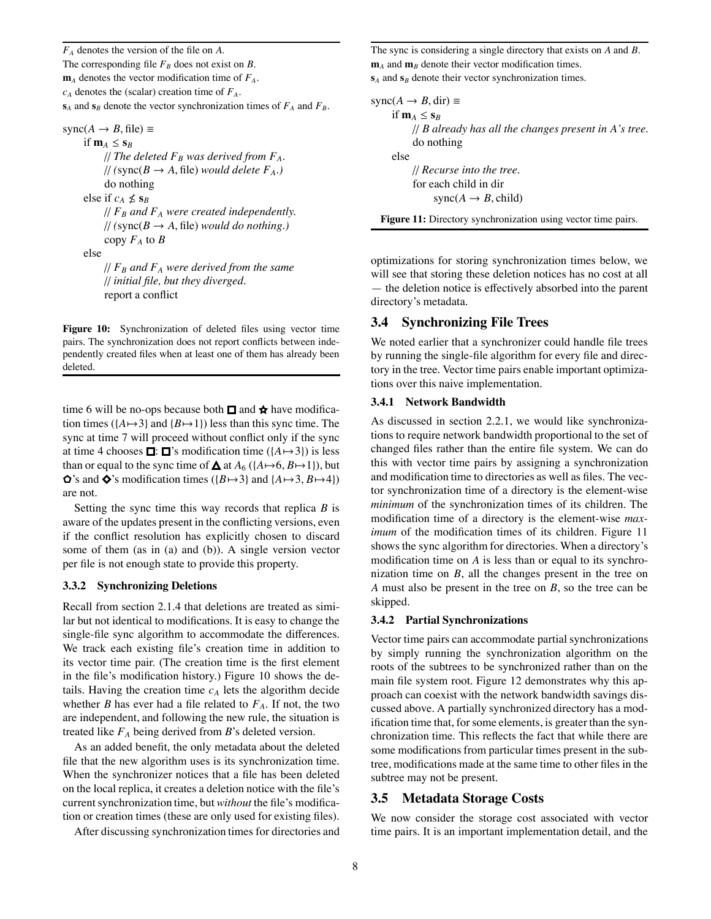$F_A$ denotes the version of the file on $A$.
The corresponding file $F_B$ does not exist on $B$.
$\mathbf{m}_A$ denotes the vector modification time of $F_A$.
$c_A$ denotes the (scalar) creation time of $F_A$.
$\mathbf{s}_A$ and $\mathbf{s}_B$ denote the vector synchronization times of $F_A$ and $F_B$.

```
sync(A → B, file) ≡
    if m_A ≤ s_B
        // The deleted F_B was derived from F_A.
        // (sync(B → A, file) would delete F_A.)
        do nothing
    else if c_A ≰ s_B
        // F_B and F_A were created independently.
        // (sync(B → A, file) would do nothing.)
        copy F_A to B
    else
        // F_B and F_A were derived from the same
        // initial file, but they diverged.
        report a conflict
```

**Figure 10:** Synchronization of deleted files using vector time pairs. The synchronization does not report conflicts between independently created files when at least one of them has already been deleted.

time 6 will be no-ops because both ◻ and ★ have modification times ($\{A \mapsto 3\}$ and $\{B \mapsto 1\}$) less than this sync time. The sync at time 7 will proceed without conflict only if the sync at time 4 chooses ◻: ◻'s modification time ($\{A \mapsto 3\}$) is less than or equal to the sync time of ▲ at $A_6$ ($\{A \mapsto 6, B \mapsto 1\}$), but ✿'s and ◆'s modification times ($\{B \mapsto 3\}$ and $\{A \mapsto 3, B \mapsto 4\}$) are not.

Setting the sync time this way records that replica $B$ is aware of the updates present in the conflicting versions, even if the conflict resolution has explicitly chosen to discard some of them (as in (a) and (b)). A single version vector per file is not enough state to provide this property.

### 3.3.2 Synchronizing Deletions

Recall from section 2.1.4 that deletions are treated as similar but not identical to modifications. It is easy to change the single-file sync algorithm to accommodate the differences. We track each existing file's creation time in addition to its vector time pair. (The creation time is the first element in the file's modification history.) Figure 10 shows the details. Having the creation time $c_A$ lets the algorithm decide whether $B$ has ever had a file related to $F_A$. If not, the two are independent, and following the new rule, the situation is treated like $F_A$ being derived from $B$'s deleted version.

As an added benefit, the only metadata about the deleted file that the new algorithm uses is its synchronization time. When the synchronizer notices that a file has been deleted on the local replica, it creates a deletion notice with the file's current synchronization time, but *without* the file's modification or creation times (these are only used for existing files).

After discussing synchronization times for directories and optimizations for storing synchronization times below, we will see that storing these deletion notices has no cost at all — the deletion notice is effectively absorbed into the parent directory's metadata.

The sync is considering a single directory that exists on $A$ and $B$.
$\mathbf{m}_A$ and $\mathbf{m}_B$ denote their vector modification times.
$\mathbf{s}_A$ and $\mathbf{s}_B$ denote their vector synchronization times.

```
sync(A → B, dir) ≡
    if m_A ≤ s_B
        // B already has all the changes present in A's tree.
        do nothing
    else
        // Recurse into the tree.
        for each child in dir
            sync(A → B, child)
```

**Figure 11:** Directory synchronization using vector time pairs.

## 3.4 Synchronizing File Trees

We noted earlier that a synchronizer could handle file trees by running the single-file algorithm for every file and directory in the tree. Vector time pairs enable important optimizations over this naive implementation.

### 3.4.1 Network Bandwidth

As discussed in section 2.2.1, we would like synchronizations to require network bandwidth proportional to the set of changed files rather than the entire file system. We can do this with vector time pairs by assigning a synchronization and modification time to directories as well as files. The vector synchronization time of a directory is the element-wise *minimum* of the synchronization times of its children. The modification time of a directory is the element-wise *maximum* of the modification times of its children. Figure 11 shows the sync algorithm for directories. When a directory's modification time on $A$ is less than or equal to its synchronization time on $B$, all the changes present in the tree on $A$ must also be present in the tree on $B$, so the tree can be skipped.

### 3.4.2 Partial Synchronizations

Vector time pairs can accommodate partial synchronizations by simply running the synchronization algorithm on the roots of the subtrees to be synchronized rather than on the main file system root. Figure 12 demonstrates why this approach can coexist with the network bandwidth savings discussed above. A partially synchronized directory has a modification time that, for some elements, is greater than the synchronization time. This reflects the fact that while there are some modifications from particular times present in the subtree, modifications made at the same time to other files in the subtree may not be present.

## 3.5 Metadata Storage Costs

We now consider the storage cost associated with vector time pairs. It is an important implementation detail, and the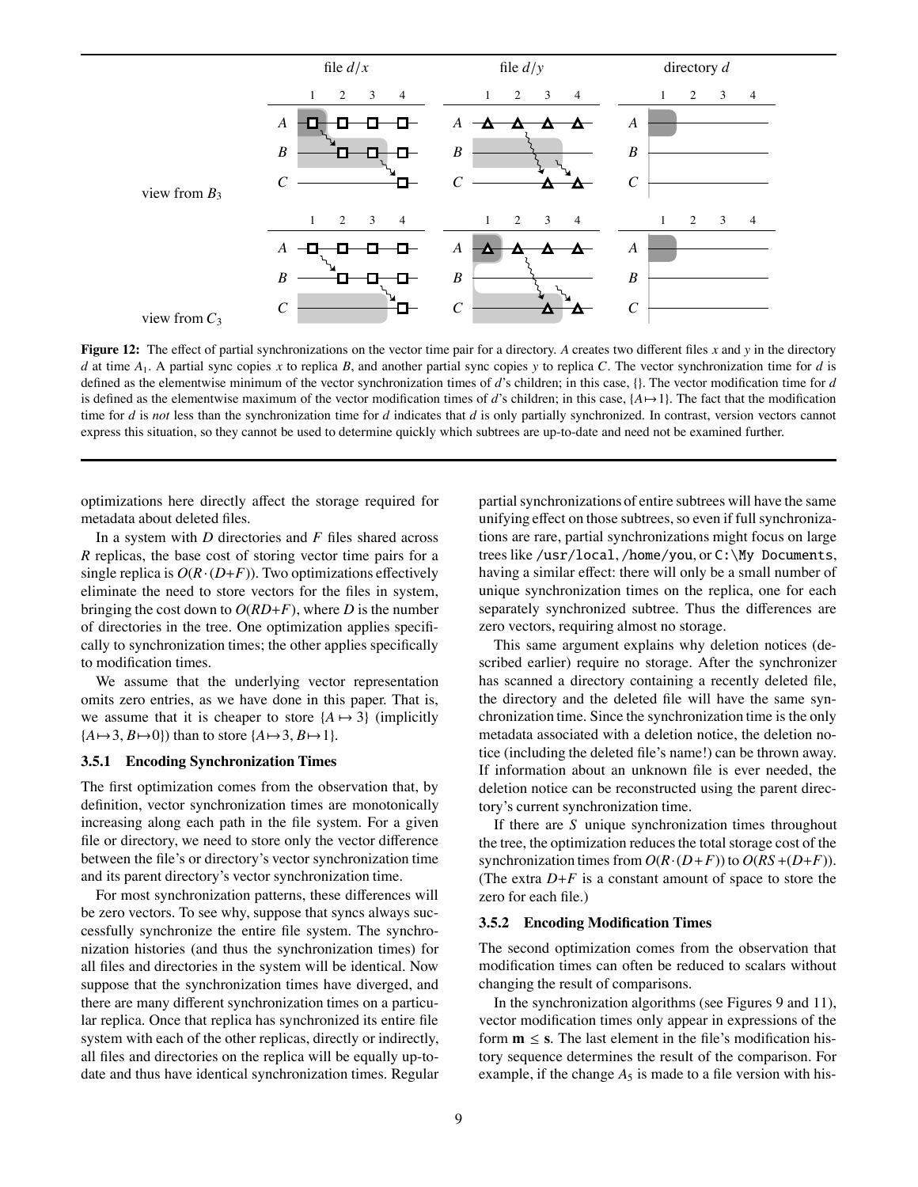**Figure 12:** The effect of partial synchronizations on the vector time pair for a directory. $A$ creates two different files $x$ and $y$ in the directory $d$ at time $A_1$. A partial sync copies $x$ to replica $B$, and another partial sync copies $y$ to replica $C$. The vector synchronization time for $d$ is defined as the elementwise minimum of the vector synchronization times of $d$'s children; in this case, {}. The vector modification time for $d$ is defined as the elementwise maximum of the vector modification times of $d$'s children; in this case, $\{A \mapsto 1\}$. The fact that the modification time for $d$ is *not* less than the synchronization time for $d$ indicates that $d$ is only partially synchronized. In contrast, version vectors cannot express this situation, so they cannot be used to determine quickly which subtrees are up-to-date and need not be examined further.

optimizations here directly affect the storage required for metadata about deleted files.

In a system with $D$ directories and $F$ files shared across $R$ replicas, the base cost of storing vector time pairs for a single replica is $O(R \cdot (D+F))$. Two optimizations effectively eliminate the need to store vectors for the files in system, bringing the cost down to $O(RD+F)$, where $D$ is the number of directories in the tree. One optimization applies specifically to synchronization times; the other applies specifically to modification times.

We assume that the underlying vector representation omits zero entries, as we have done in this paper. That is, we assume that it is cheaper to store $\{A \mapsto 3\}$ (implicitly $\{A \mapsto 3, B \mapsto 0\}$) than to store $\{A \mapsto 3, B \mapsto 1\}$.

### 3.5.1 Encoding Synchronization Times

The first optimization comes from the observation that, by definition, vector synchronization times are monotonically increasing along each path in the file system. For a given file or directory, we need to store only the vector difference between the file's or directory's vector synchronization time and its parent directory's vector synchronization time.

For most synchronization patterns, these differences will be zero vectors. To see why, suppose that syncs always successfully synchronize the entire file system. The synchronization histories (and thus the synchronization times) for all files and directories in the system will be identical. Now suppose that the synchronization times have diverged, and there are many different synchronization times on a particular replica. Once that replica has synchronized its entire file system with each of the other replicas, directly or indirectly, all files and directories on the replica will be equally up-to-date and thus have identical synchronization times. Regular partial synchronizations of entire subtrees will have the same unifying effect on those subtrees, so even if full synchronizations are rare, partial synchronizations might focus on large trees like /usr/local, /home/you, or C:\My Documents, having a similar effect: there will only be a small number of unique synchronization times on the replica, one for each separately synchronized subtree. Thus the differences are zero vectors, requiring almost no storage.

This same argument explains why deletion notices (described earlier) require no storage. After the synchronizer has scanned a directory containing a recently deleted file, the directory and the deleted file will have the same synchronization time. Since the synchronization time is the only metadata associated with a deletion notice, the deletion notice (including the deleted file's name!) can be thrown away. If information about an unknown file is ever needed, the deletion notice can be reconstructed using the parent directory's current synchronization time.

If there are $S$ unique synchronization times throughout the tree, the optimization reduces the total storage cost of the synchronization times from $O(R \cdot (D+F))$ to $O(RS+(D+F))$. (The extra $D+F$ is a constant amount of space to store the zero for each file.)

### 3.5.2 Encoding Modification Times

The second optimization comes from the observation that modification times can often be reduced to scalars without changing the result of comparisons.

In the synchronization algorithms (see Figures 9 and 11), vector modification times only appear in expressions of the form $\mathbf{m} \leq \mathbf{s}$. The last element in the file's modification history sequence determines the result of the comparison. For example, if the change $A_5$ is made to a file version with his-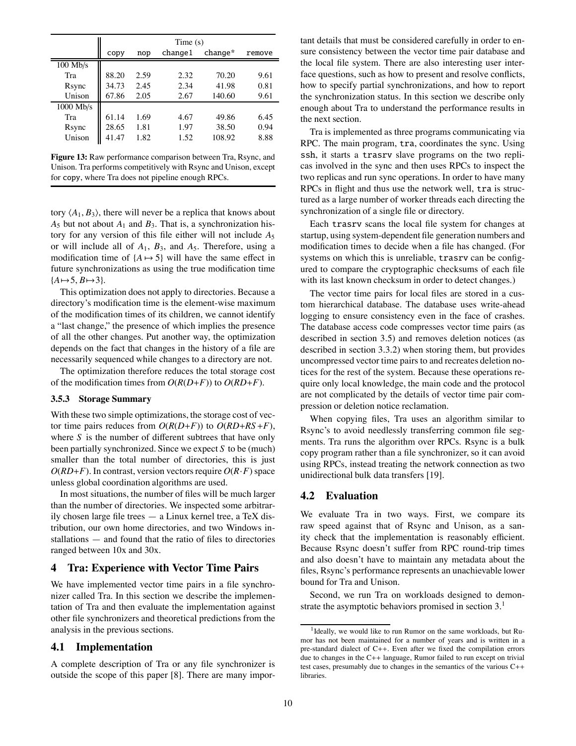| | Time (s) | | | | |
|---|---|---|---|---|---|
| | copy | nop | change1 | change* | remove |
| 100 Mb/s | | | | | |
| Tra | 88.20 | 2.59 | 2.32 | 70.20 | 9.61 |
| Rsync | 34.73 | 2.45 | 2.34 | 41.98 | 0.81 |
| Unison | 67.86 | 2.05 | 2.67 | 140.60 | 9.61 |
| 1000 Mb/s | | | | | |
| Tra | 61.14 | 1.69 | 4.67 | 49.86 | 6.45 |
| Rsync | 28.65 | 1.81 | 1.97 | 38.50 | 0.94 |
| Unison | 41.47 | 1.82 | 1.52 | 108.92 | 8.88 |

**Figure 13:** Raw performance comparison between Tra, Rsync, and Unison. Tra performs competitively with Rsync and Unison, except for copy, where Tra does not pipeline enough RPCs.

tory $\langle A_1, B_3\rangle$, there will never be a replica that knows about $A_5$ but not about $A_1$ and $B_3$. That is, a synchronization history for any version of this file either will not include $A_5$ or will include all of $A_1$, $B_3$, and $A_5$. Therefore, using a modification time of $\{A \mapsto 5\}$ will have the same effect in future synchronizations as using the true modification time $\{A \mapsto 5, B \mapsto 3\}$.

This optimization does not apply to directories. Because a directory's modification time is the element-wise maximum of the modification times of its children, we cannot identify a "last change," the presence of which implies the presence of all the other changes. Put another way, the optimization depends on the fact that changes in the history of a file are necessarily sequenced while changes to a directory are not.

The optimization therefore reduces the total storage cost of the modification times from $O(R(D{+}F))$ to $O(RD{+}F)$.

### 3.5.3 Storage Summary

With these two simple optimizations, the storage cost of vector time pairs reduces from $O(R(D{+}F))$ to $O(RD{+}RS{+}F)$, where $S$ is the number of different subtrees that have only been partially synchronized. Since we expect $S$ to be (much) smaller than the total number of directories, this is just $O(RD{+}F)$. In contrast, version vectors require $O(R{\cdot}F)$ space unless global coordination algorithms are used.

In most situations, the number of files will be much larger than the number of directories. We inspected some arbitrarily chosen large file trees — a Linux kernel tree, a TeX distribution, our own home directories, and two Windows installations — and found that the ratio of files to directories ranged between 10x and 30x.

## 4 Tra: Experience with Vector Time Pairs

We have implemented vector time pairs in a file synchronizer called Tra. In this section we describe the implementation of Tra and then evaluate the implementation against other file synchronizers and theoretical predictions from the analysis in the previous sections.

### 4.1 Implementation

A complete description of Tra or any file synchronizer is outside the scope of this paper [8]. There are many important details that must be considered carefully in order to ensure consistency between the vector time pair database and the local file system. There are also interesting user interface questions, such as how to present and resolve conflicts, how to specify partial synchronizations, and how to report the synchronization status. In this section we describe only enough about Tra to understand the performance results in the next section.

Tra is implemented as three programs communicating via RPC. The main program, tra, coordinates the sync. Using ssh, it starts a trasrv slave programs on the two replicas involved in the sync and then uses RPCs to inspect the two replicas and run sync operations. In order to have many RPCs in flight and thus use the network well, tra is structured as a large number of worker threads each directing the synchronization of a single file or directory.

Each trasrv scans the local file system for changes at startup, using system-dependent file generation numbers and modification times to decide when a file has changed. (For systems on which this is unreliable, trasrv can be configured to compare the cryptographic checksums of each file with its last known checksum in order to detect changes.)

The vector time pairs for local files are stored in a custom hierarchical database. The database uses write-ahead logging to ensure consistency even in the face of crashes. The database access code compresses vector time pairs (as described in section 3.5) and removes deletion notices (as described in section 3.3.2) when storing them, but provides uncompressed vector time pairs to and recreates deletion notices for the rest of the system. Because these operations require only local knowledge, the main code and the protocol are not complicated by the details of vector time pair compression or deletion notice reclamation.

When copying files, Tra uses an algorithm similar to Rsync's to avoid needlessly transferring common file segments. Tra runs the algorithm over RPCs. Rsync is a bulk copy program rather than a file synchronizer, so it can avoid using RPCs, instead treating the network connection as two unidirectional bulk data transfers [19].

### 4.2 Evaluation

We evaluate Tra in two ways. First, we compare its raw speed against that of Rsync and Unison, as a sanity check that the implementation is reasonably efficient. Because Rsync doesn't suffer from RPC round-trip times and also doesn't have to maintain any metadata about the files, Rsync's performance represents an unachievable lower bound for Tra and Unison.

Second, we run Tra on workloads designed to demonstrate the asymptotic behaviors promised in section 3.[1]

[1] Ideally, we would like to run Rumor on the same workloads, but Rumor has not been maintained for a number of years and is written in a pre-standard dialect of C++. Even after we fixed the compilation errors due to changes in the C++ language, Rumor failed to run except on trivial test cases, presumably due to changes in the semantics of the various C++ libraries.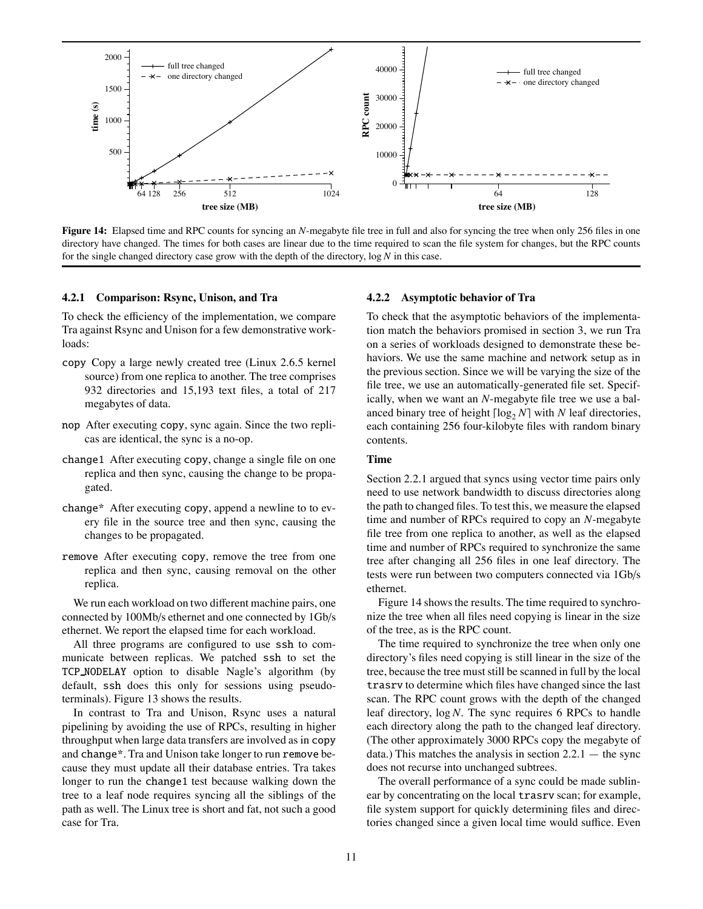**Figure 14:** Elapsed time and RPC counts for syncing an *N*-megabyte file tree in full and also for syncing the tree when only 256 files in one directory have changed. The times for both cases are linear due to the time required to scan the file system for changes, but the RPC counts for the single changed directory case grow with the depth of the directory, $\log N$ in this case.

### 4.2.1 Comparison: Rsync, Unison, and Tra

To check the efficiency of the implementation, we compare Tra against Rsync and Unison for a few demonstrative workloads:

- `copy` Copy a large newly created tree (Linux 2.6.5 kernel source) from one replica to another. The tree comprises 932 directories and 15,193 text files, a total of 217 megabytes of data.
- `nop` After executing `copy`, sync again. Since the two replicas are identical, the sync is a no-op.
- `change1` After executing `copy`, change a single file on one replica and then sync, causing the change to be propagated.
- `change*` After executing `copy`, append a newline to to every file in the source tree and then sync, causing the changes to be propagated.
- `remove` After executing `copy`, remove the tree from one replica and then sync, causing removal on the other replica.

We run each workload on two different machine pairs, one connected by 100Mb/s ethernet and one connected by 1Gb/s ethernet. We report the elapsed time for each workload.

All three programs are configured to use `ssh` to communicate between replicas. We patched `ssh` to set the `TCP_NODELAY` option to disable Nagle's algorithm (by default, `ssh` does this only for sessions using pseudo-terminals). Figure 13 shows the results.

In contrast to Tra and Unison, Rsync uses a natural pipelining by avoiding the use of RPCs, resulting in higher throughput when large data transfers are involved as in `copy` and `change*`. Tra and Unison take longer to run `remove` because they must update all their database entries. Tra takes longer to run the `change1` test because walking down the tree to a leaf node requires syncing all the siblings of the path as well. The Linux tree is short and fat, not such a good case for Tra.

### 4.2.2 Asymptotic behavior of Tra

To check that the asymptotic behaviors of the implementation match the behaviors promised in section 3, we run Tra on a series of workloads designed to demonstrate these behaviors. We use the same machine and network setup as in the previous section. Since we will be varying the size of the file tree, we use an automatically-generated file set. Specifically, when we want an *N*-megabyte file tree we use a balanced binary tree of height $\lceil \log_2 N \rceil$ with *N* leaf directories, each containing 256 four-kilobyte files with random binary contents.

#### Time

Section 2.2.1 argued that syncs using vector time pairs only need to use network bandwidth to discuss directories along the path to changed files. To test this, we measure the elapsed time and number of RPCs required to copy an *N*-megabyte file tree from one replica to another, as well as the elapsed time and number of RPCs required to synchronize the same tree after changing all 256 files in one leaf directory. The tests were run between two computers connected via 1Gb/s ethernet.

Figure 14 shows the results. The time required to synchronize the tree when all files need copying is linear in the size of the tree, as is the RPC count.

The time required to synchronize the tree when only one directory's files need copying is still linear in the size of the tree, because the tree must still be scanned in full by the local `trasrv` to determine which files have changed since the last scan. The RPC count grows with the depth of the changed leaf directory, $\log N$. The sync requires 6 RPCs to handle each directory along the path to the changed leaf directory. (The other approximately 3000 RPCs copy the megabyte of data.) This matches the analysis in section 2.2.1 — the sync does not recurse into unchanged subtrees.

The overall performance of a sync could be made sublinear by concentrating on the local `trasrv` scan; for example, file system support for quickly determining files and directories changed since a given local time would suffice. Even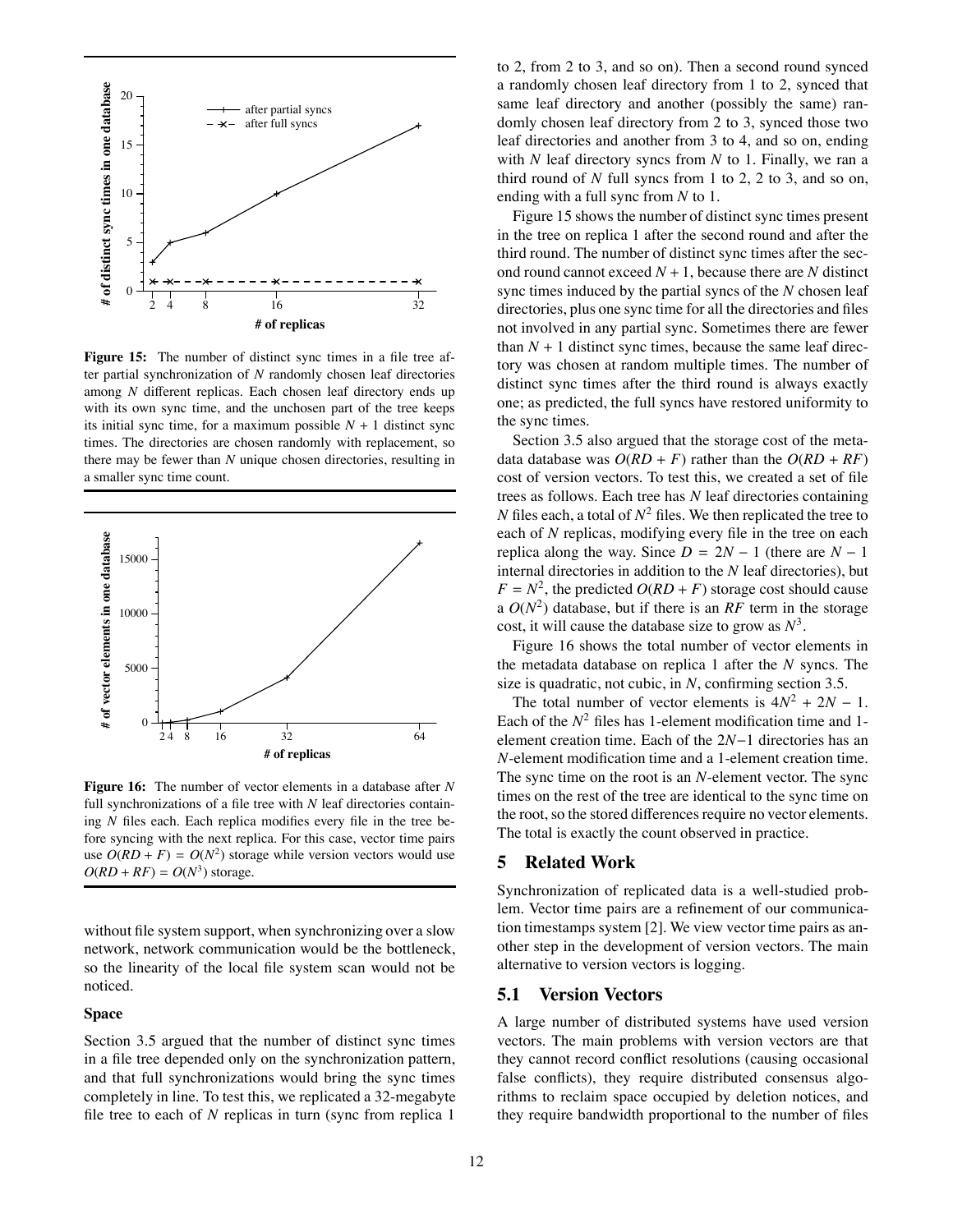Figure 15: The number of distinct sync times in a file tree after partial synchronization of $N$ randomly chosen leaf directories among $N$ different replicas. Each chosen leaf directory ends up with its own sync time, and the unchosen part of the tree keeps its initial sync time, for a maximum possible $N + 1$ distinct sync times. The directories are chosen randomly with replacement, so there may be fewer than $N$ unique chosen directories, resulting in a smaller sync time count.

**Figure 16:** The number of vector elements in a database after $N$ full synchronizations of a file tree with $N$ leaf directories containing $N$ files each. Each replica modifies every file in the tree before syncing with the next replica. For this case, vector time pairs use $O(RD + F) = O(N^2)$ storage while version vectors would use $O(RD + RF) = O(N^3)$ storage.

without file system support, when synchronizing over a slow network, network communication would be the bottleneck, so the linearity of the local file system scan would not be noticed.

#### Space

Section 3.5 argued that the number of distinct sync times in a file tree depended only on the synchronization pattern, and that full synchronizations would bring the sync times completely in line. To test this, we replicated a 32-megabyte file tree to each of $N$ replicas in turn (sync from replica 1 to 2, from 2 to 3, and so on). Then a second round synced a randomly chosen leaf directory from 1 to 2, synced that same leaf directory and another (possibly the same) randomly chosen leaf directory from 2 to 3, synced those two leaf directories and another from 3 to 4, and so on, ending with $N$ leaf directory syncs from $N$ to 1. Finally, we ran a third round of $N$ full syncs from 1 to 2, 2 to 3, and so on, ending with a full sync from $N$ to 1.

Figure 15 shows the number of distinct sync times present in the tree on replica 1 after the second round and after the third round. The number of distinct sync times after the second round cannot exceed $N + 1$, because there are $N$ distinct sync times induced by the partial syncs of the $N$ chosen leaf directories, plus one sync time for all the directories and files not involved in any partial sync. Sometimes there are fewer than $N + 1$ distinct sync times, because the same leaf directory was chosen at random multiple times. The number of distinct sync times after the third round is always exactly one; as predicted, the full syncs have restored uniformity to the sync times.

Section 3.5 also argued that the storage cost of the metadata database was $O(RD + F)$ rather than the $O(RD + RF)$ cost of version vectors. To test this, we created a set of file trees as follows. Each tree has $N$ leaf directories containing $N$ files each, a total of $N^2$ files. We then replicated the tree to each of $N$ replicas, modifying every file in the tree on each replica along the way. Since $D = 2N - 1$ (there are $N - 1$ internal directories in addition to the $N$ leaf directories), but $F = N^2$, the predicted $O(RD + F)$ storage cost should cause a $O(N^2)$ database, but if there is an $RF$ term in the storage cost, it will cause the database size to grow as $N^3$.

Figure 16 shows the total number of vector elements in the metadata database on replica 1 after the $N$ syncs. The size is quadratic, not cubic, in $N$, confirming section 3.5.

The total number of vector elements is $4N^2 + 2N - 1$. Each of the $N^2$ files has 1-element modification time and 1-element creation time. Each of the $2N-1$ directories has an $N$-element modification time and a 1-element creation time. The sync time on the root is an $N$-element vector. The sync times on the rest of the tree are identical to the sync time on the root, so the stored differences require no vector elements. The total is exactly the count observed in practice.

## 5 Related Work

Synchronization of replicated data is a well-studied problem. Vector time pairs are a refinement of our communication timestamps system [2]. We view vector time pairs as another step in the development of version vectors. The main alternative to version vectors is logging.

### 5.1 Version Vectors

A large number of distributed systems have used version vectors. The main problems with version vectors are that they cannot record conflict resolutions (causing occasional false conflicts), they require distributed consensus algorithms to reclaim space occupied by deletion notices, and they require bandwidth proportional to the number of files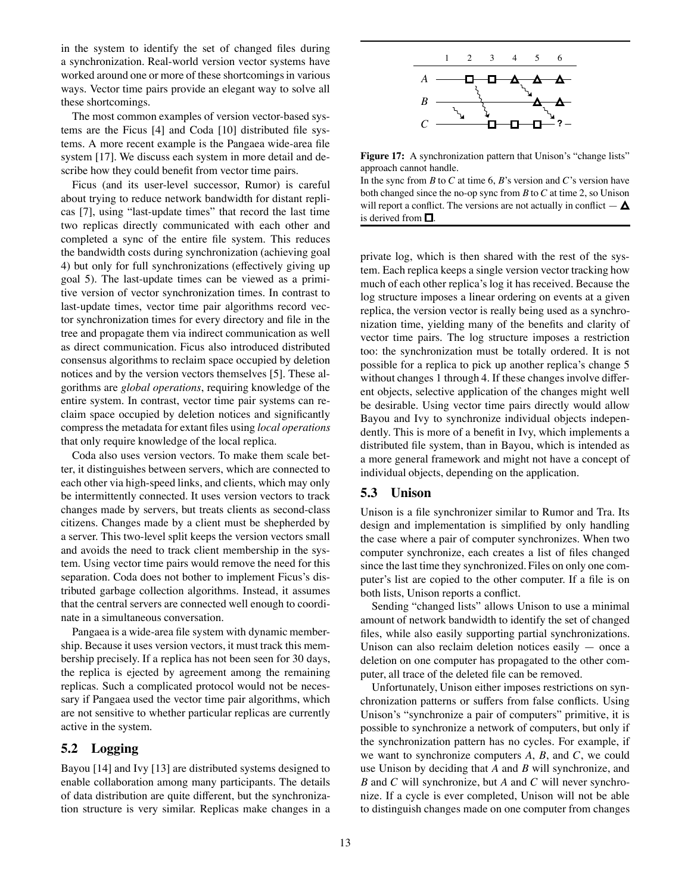in the system to identify the set of changed files during a synchronization. Real-world version vector systems have worked around one or more of these shortcomings in various ways. Vector time pairs provide an elegant way to solve all these shortcomings.

The most common examples of version vector-based systems are the Ficus [4] and Coda [10] distributed file systems. A more recent example is the Pangaea wide-area file system [17]. We discuss each system in more detail and describe how they could benefit from vector time pairs.

Ficus (and its user-level successor, Rumor) is careful about trying to reduce network bandwidth for distant replicas [7], using "last-update times" that record the last time two replicas directly communicated with each other and completed a sync of the entire file system. This reduces the bandwidth costs during synchronization (achieving goal 4) but only for full synchronizations (effectively giving up goal 5). The last-update times can be viewed as a primitive version of vector synchronization times. In contrast to last-update times, vector time pair algorithms record vector synchronization times for every directory and file in the tree and propagate them via indirect communication as well as direct communication. Ficus also introduced distributed consensus algorithms to reclaim space occupied by deletion notices and by the version vectors themselves [5]. These algorithms are *global operations*, requiring knowledge of the entire system. In contrast, vector time pair systems can reclaim space occupied by deletion notices and significantly compress the metadata for extant files using *local operations* that only require knowledge of the local replica.

Coda also uses version vectors. To make them scale better, it distinguishes between servers, which are connected to each other via high-speed links, and clients, which may only be intermittently connected. It uses version vectors to track changes made by servers, but treats clients as second-class citizens. Changes made by a client must be shepherded by a server. This two-level split keeps the version vectors small and avoids the need to track client membership in the system. Using vector time pairs would remove the need for this separation. Coda does not bother to implement Ficus's distributed garbage collection algorithms. Instead, it assumes that the central servers are connected well enough to coordinate in a simultaneous conversation.

Pangaea is a wide-area file system with dynamic membership. Because it uses version vectors, it must track this membership precisely. If a replica has not been seen for 30 days, the replica is ejected by agreement among the remaining replicas. Such a complicated protocol would not be necessary if Pangaea used the vector time pair algorithms, which are not sensitive to whether particular replicas are currently active in the system.

## 5.2 Logging

Bayou [14] and Ivy [13] are distributed systems designed to enable collaboration among many participants. The details of data distribution are quite different, but the synchronization structure is very similar. Replicas make changes in a private log, which is then shared with the rest of the system. Each replica keeps a single version vector tracking how much of each other replica's log it has received. Because the log structure imposes a linear ordering on events at a given replica, the version vector is really being used as a synchronization time, yielding many of the benefits and clarity of vector time pairs. The log structure imposes a restriction too: the synchronization must be totally ordered. It is not possible for a replica to pick up another replica's change 5 without changes 1 through 4. If these changes involve different objects, selective application of the changes might well be desirable. Using vector time pairs directly would allow Bayou and Ivy to synchronize individual objects independently. This is more of a benefit in Ivy, which implements a distributed file system, than in Bayou, which is intended as a more general framework and might not have a concept of individual objects, depending on the application.

**Figure 17:** A synchronization pattern that Unison's "change lists" approach cannot handle.
In the sync from *B* to *C* at time 6, *B*'s version and *C*'s version have both changed since the no-op sync from *B* to *C* at time 2, so Unison will report a conflict. The versions are not actually in conflict — △ is derived from □.

## 5.3 Unison

Unison is a file synchronizer similar to Rumor and Tra. Its design and implementation is simplified by only handling the case where a pair of computer synchronizes. When two computer synchronize, each creates a list of files changed since the last time they synchronized. Files on only one computer's list are copied to the other computer. If a file is on both lists, Unison reports a conflict.

Sending "changed lists" allows Unison to use a minimal amount of network bandwidth to identify the set of changed files, while also easily supporting partial synchronizations. Unison can also reclaim deletion notices easily — once a deletion on one computer has propagated to the other computer, all trace of the deleted file can be removed.

Unfortunately, Unison either imposes restrictions on synchronization patterns or suffers from false conflicts. Using Unison's "synchronize a pair of computers" primitive, it is possible to synchronize a network of computers, but only if the synchronization pattern has no cycles. For example, if we want to synchronize computers *A*, *B*, and *C*, we could use Unison by deciding that *A* and *B* will synchronize, and *B* and *C* will synchronize, but *A* and *C* will never synchronize. If a cycle is ever completed, Unison will not be able to distinguish changes made on one computer from changes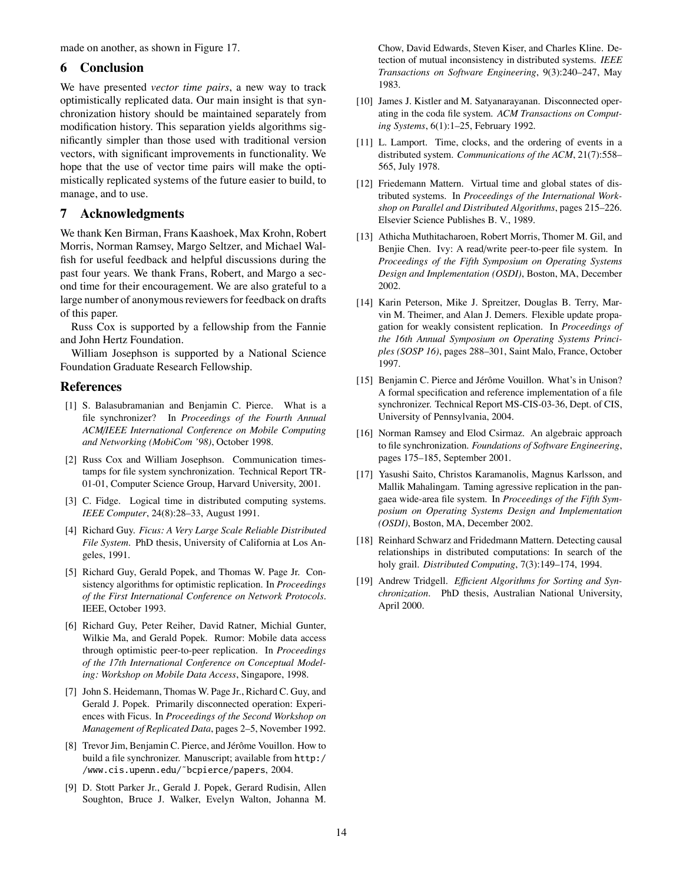made on another, as shown in Figure 17.

## 6 Conclusion

We have presented *vector time pairs*, a new way to track optimistically replicated data. Our main insight is that synchronization history should be maintained separately from modification history. This separation yields algorithms significantly simpler than those used with traditional version vectors, with significant improvements in functionality. We hope that the use of vector time pairs will make the optimistically replicated systems of the future easier to build, to manage, and to use.

## 7 Acknowledgments

We thank Ken Birman, Frans Kaashoek, Max Krohn, Robert Morris, Norman Ramsey, Margo Seltzer, and Michael Walfish for useful feedback and helpful discussions during the past four years. We thank Frans, Robert, and Margo a second time for their encouragement. We are also grateful to a large number of anonymous reviewers for feedback on drafts of this paper.

Russ Cox is supported by a fellowship from the Fannie and John Hertz Foundation.

William Josephson is supported by a National Science Foundation Graduate Research Fellowship.

## References

[1] S. Balasubramanian and Benjamin C. Pierce. What is a file synchronizer? In *Proceedings of the Fourth Annual ACM/IEEE International Conference on Mobile Computing and Networking (MobiCom '98)*, October 1998.

[2] Russ Cox and William Josephson. Communication timestamps for file system synchronization. Technical Report TR-01-01, Computer Science Group, Harvard University, 2001.

[3] C. Fidge. Logical time in distributed computing systems. *IEEE Computer*, 24(8):28–33, August 1991.

[4] Richard Guy. *Ficus: A Very Large Scale Reliable Distributed File System*. PhD thesis, University of California at Los Angeles, 1991.

[5] Richard Guy, Gerald Popek, and Thomas W. Page Jr. Consistency algorithms for optimistic replication. In *Proceedings of the First International Conference on Network Protocols*. IEEE, October 1993.

[6] Richard Guy, Peter Reiher, David Ratner, Michial Gunter, Wilkie Ma, and Gerald Popek. Rumor: Mobile data access through optimistic peer-to-peer replication. In *Proceedings of the 17th International Conference on Conceptual Modeling: Workshop on Mobile Data Access*, Singapore, 1998.

[7] John S. Heidemann, Thomas W. Page Jr., Richard C. Guy, and Gerald J. Popek. Primarily disconnected operation: Experiences with Ficus. In *Proceedings of the Second Workshop on Management of Replicated Data*, pages 2–5, November 1992.

[8] Trevor Jim, Benjamin C. Pierce, and Jérôme Vouillon. How to build a file synchronizer. Manuscript; available from `http://www.cis.upenn.edu/~bcpierce/papers`, 2004.

[9] D. Stott Parker Jr., Gerald J. Popek, Gerard Rudisin, Allen Soughton, Bruce J. Walker, Evelyn Walton, Johanna M. Chow, David Edwards, Steven Kiser, and Charles Kline. Detection of mutual inconsistency in distributed systems. *IEEE Transactions on Software Engineering*, 9(3):240–247, May 1983.

[10] James J. Kistler and M. Satyanarayanan. Disconnected operating in the coda file system. *ACM Transactions on Computing Systems*, 6(1):1–25, February 1992.

[11] L. Lamport. Time, clocks, and the ordering of events in a distributed system. *Communications of the ACM*, 21(7):558–565, July 1978.

[12] Friedemann Mattern. Virtual time and global states of distributed systems. In *Proceedings of the International Workshop on Parallel and Distributed Algorithms*, pages 215–226. Elsevier Science Publishes B. V., 1989.

[13] Athicha Muthitacharoen, Robert Morris, Thomer M. Gil, and Benjie Chen. Ivy: A read/write peer-to-peer file system. In *Proceedings of the Fifth Symposium on Operating Systems Design and Implementation (OSDI)*, Boston, MA, December 2002.

[14] Karin Peterson, Mike J. Spreitzer, Douglas B. Terry, Marvin M. Theimer, and Alan J. Demers. Flexible update propagation for weakly consistent replication. In *Proceedings of the 16th Annual Symposium on Operating Systems Principles (SOSP 16)*, pages 288–301, Saint Malo, France, October 1997.

[15] Benjamin C. Pierce and Jérôme Vouillon. What's in Unison? A formal specification and reference implementation of a file synchronizer. Technical Report MS-CIS-03-36, Dept. of CIS, University of Pennsylvania, 2004.

[16] Norman Ramsey and Elod Csirmaz. An algebraic approach to file synchronization. *Foundations of Software Engineering*, pages 175–185, September 2001.

[17] Yasushi Saito, Christos Karamanolis, Magnus Karlsson, and Mallik Mahalingam. Taming agressive replication in the pangaea wide-area file system. In *Proceedings of the Fifth Symposium on Operating Systems Design and Implementation (OSDI)*, Boston, MA, December 2002.

[18] Reinhard Schwarz and Fridedmann Mattern. Detecting causal relationships in distributed computations: In search of the holy grail. *Distributed Computing*, 7(3):149–174, 1994.

[19] Andrew Tridgell. *Efficient Algorithms for Sorting and Synchronization*. PhD thesis, Australian National University, April 2000.